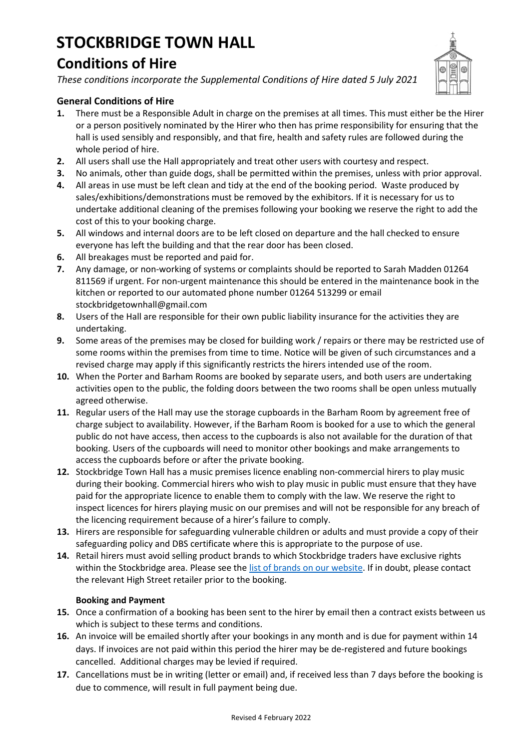# STOCKBRIDGE TOWN HALL

## Conditions of Hire

*These conditions incorporate the Supplemental Conditions of Hire dated 5 July 2021*

### General Conditions of Hire

1. There must be a Responsible Adult in charge on the premises at all times. This must either be the Hirer or a person positively nominated by the Hirer who then has prime responsibility for ensuring that the hall is used sensibly and responsibly, and that fire, health and safety rules are followed during the whole period of hire.
2. All users shall use the Hall appropriately and treat other users with courtesy and respect.
3. No animals, other than guide dogs, shall be permitted within the premises, unless with prior approval.
4. All areas in use must be left clean and tidy at the end of the booking period. Waste produced by sales/exhibitions/demonstrations must be removed by the exhibitors. If it is necessary for us to undertake additional cleaning of the premises following your booking we reserve the right to add the cost of this to your booking charge.
5. All windows and internal doors are to be left closed on departure and the hall checked to ensure everyone has left the building and that the rear door has been closed.
6. All breakages must be reported and paid for.
7. Any damage, or non-working of systems or complaints should be reported to Sarah Madden 01264 811569 if urgent. For non-urgent maintenance this should be entered in the maintenance book in the kitchen or reported to our automated phone number 01264 513299 or email stockbridgetownhall@gmail.com
8. Users of the Hall are responsible for their own public liability insurance for the activities they are undertaking.
9. Some areas of the premises may be closed for building work / repairs or there may be restricted use of some rooms within the premises from time to time. Notice will be given of such circumstances and a revised charge may apply if this significantly restricts the hirers intended use of the room.
10. When the Porter and Barham Rooms are booked by separate users, and both users are undertaking activities open to the public, the folding doors between the two rooms shall be open unless mutually agreed otherwise.
11. Regular users of the Hall may use the storage cupboards in the Barham Room by agreement free of charge subject to availability. However, if the Barham Room is booked for a use to which the general public do not have access, then access to the cupboards is also not available for the duration of that booking. Users of the cupboards will need to monitor other bookings and make arrangements to access the cupboards before or after the private booking.
12. Stockbridge Town Hall has a music premises licence enabling non-commercial hirers to play music during their booking. Commercial hirers who wish to play music in public must ensure that they have paid for the appropriate licence to enable them to comply with the law. We reserve the right to inspect licences for hirers playing music on our premises and will not be responsible for any breach of the licencing requirement because of a hirer's failure to comply.
13. Hirers are responsible for safeguarding vulnerable children or adults and must provide a copy of their safeguarding policy and DBS certificate where this is appropriate to the purpose of use.
14. Retail hirers must avoid selling product brands to which Stockbridge traders have exclusive rights within the Stockbridge area. Please see the list of brands on our website. If in doubt, please contact the relevant High Street retailer prior to the booking.

#### Booking and Payment

15. Once a confirmation of a booking has been sent to the hirer by email then a contract exists between us which is subject to these terms and conditions.
16. An invoice will be emailed shortly after your bookings in any month and is due for payment within 14 days. If invoices are not paid within this period the hirer may be de-registered and future bookings cancelled. Additional charges may be levied if required.
17. Cancellations must be in writing (letter or email) and, if received less than 7 days before the booking is due to commence, will result in full payment being due.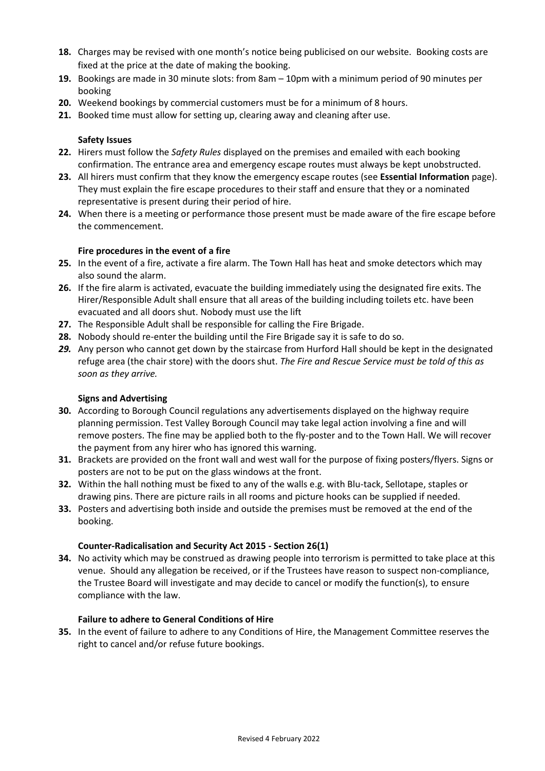18. Charges may be revised with one month's notice being publicised on our website. Booking costs are fixed at the price at the date of making the booking.
19. Bookings are made in 30 minute slots: from 8am – 10pm with a minimum period of 90 minutes per booking
20. Weekend bookings by commercial customers must be for a minimum of 8 hours.
21. Booked time must allow for setting up, clearing away and cleaning after use.

**Safety Issues**

22. Hirers must follow the *Safety Rules* displayed on the premises and emailed with each booking confirmation. The entrance area and emergency escape routes must always be kept unobstructed.
23. All hirers must confirm that they know the emergency escape routes (see **Essential Information** page). They must explain the fire escape procedures to their staff and ensure that they or a nominated representative is present during their period of hire.
24. When there is a meeting or performance those present must be made aware of the fire escape before the commencement.

**Fire procedures in the event of a fire**

25. In the event of a fire, activate a fire alarm. The Town Hall has heat and smoke detectors which may also sound the alarm.
26. If the fire alarm is activated, evacuate the building immediately using the designated fire exits. The Hirer/Responsible Adult shall ensure that all areas of the building including toilets etc. have been evacuated and all doors shut. Nobody must use the lift
27. The Responsible Adult shall be responsible for calling the Fire Brigade.
28. Nobody should re-enter the building until the Fire Brigade say it is safe to do so.
29. Any person who cannot get down by the staircase from Hurford Hall should be kept in the designated refuge area (the chair store) with the doors shut. *The Fire and Rescue Service must be told of this as soon as they arrive.*

**Signs and Advertising**

30. According to Borough Council regulations any advertisements displayed on the highway require planning permission. Test Valley Borough Council may take legal action involving a fine and will remove posters. The fine may be applied both to the fly-poster and to the Town Hall. We will recover the payment from any hirer who has ignored this warning.
31. Brackets are provided on the front wall and west wall for the purpose of fixing posters/flyers. Signs or posters are not to be put on the glass windows at the front.
32. Within the hall nothing must be fixed to any of the walls e.g. with Blu-tack, Sellotape, staples or drawing pins. There are picture rails in all rooms and picture hooks can be supplied if needed.
33. Posters and advertising both inside and outside the premises must be removed at the end of the booking.

**Counter-Radicalisation and Security Act 2015 - Section 26(1)**

34. No activity which may be construed as drawing people into terrorism is permitted to take place at this venue. Should any allegation be received, or if the Trustees have reason to suspect non-compliance, the Trustee Board will investigate and may decide to cancel or modify the function(s), to ensure compliance with the law.

**Failure to adhere to General Conditions of Hire**

35. In the event of failure to adhere to any Conditions of Hire, the Management Committee reserves the right to cancel and/or refuse future bookings.

Revised 4 February 2022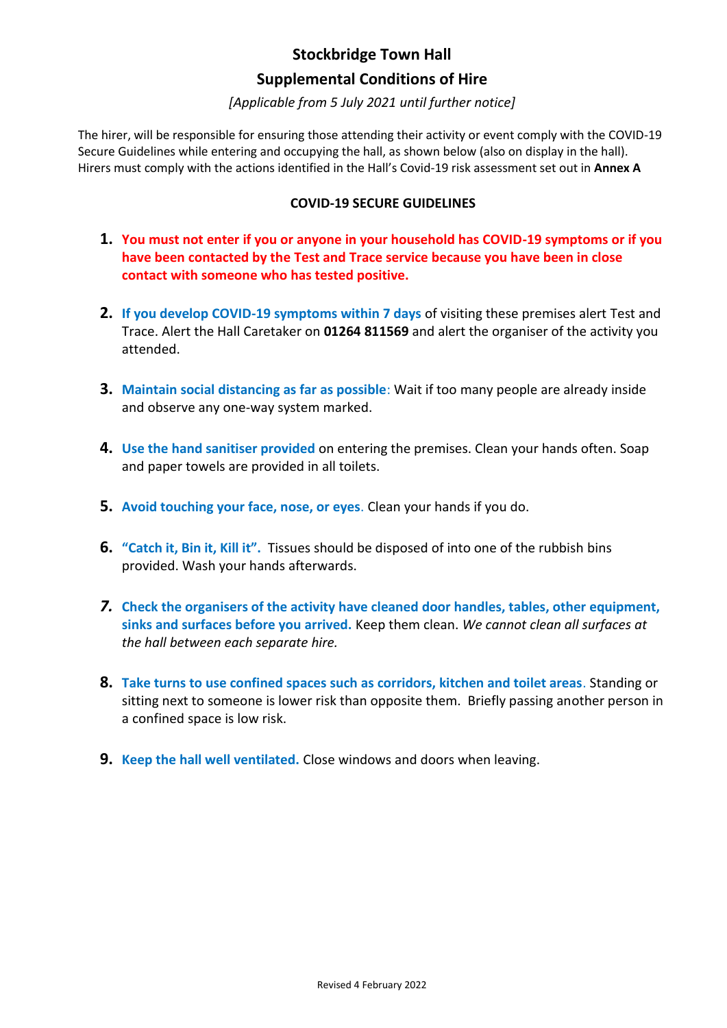# Stockbridge Town Hall

## Supplemental Conditions of Hire

*[Applicable from 5 July 2021 until further notice]*

The hirer, will be responsible for ensuring those attending their activity or event comply with the COVID-19 Secure Guidelines while entering and occupying the hall, as shown below (also on display in the hall). Hirers must comply with the actions identified in the Hall's Covid-19 risk assessment set out in **Annex A**

### COVID-19 SECURE GUIDELINES

1. **You must not enter if you or anyone in your household has COVID-19 symptoms or if you have been contacted by the Test and Trace service because you have been in close contact with someone who has tested positive.**

2. **If you develop COVID-19 symptoms within 7 days** of visiting these premises alert Test and Trace. Alert the Hall Caretaker on **01264 811569** and alert the organiser of the activity you attended.

3. **Maintain social distancing as far as possible**: Wait if too many people are already inside and observe any one-way system marked.

4. **Use the hand sanitiser provided** on entering the premises. Clean your hands often. Soap and paper towels are provided in all toilets.

5. **Avoid touching your face, nose, or eyes**. Clean your hands if you do.

6. **"Catch it, Bin it, Kill it".** Tissues should be disposed of into one of the rubbish bins provided. Wash your hands afterwards.

7. **Check the organisers of the activity have cleaned door handles, tables, other equipment, sinks and surfaces before you arrived.** Keep them clean. *We cannot clean all surfaces at the hall between each separate hire.*

8. **Take turns to use confined spaces such as corridors, kitchen and toilet areas**. Standing or sitting next to someone is lower risk than opposite them. Briefly passing another person in a confined space is low risk.

9. **Keep the hall well ventilated.** Close windows and doors when leaving.

Revised 4 February 2022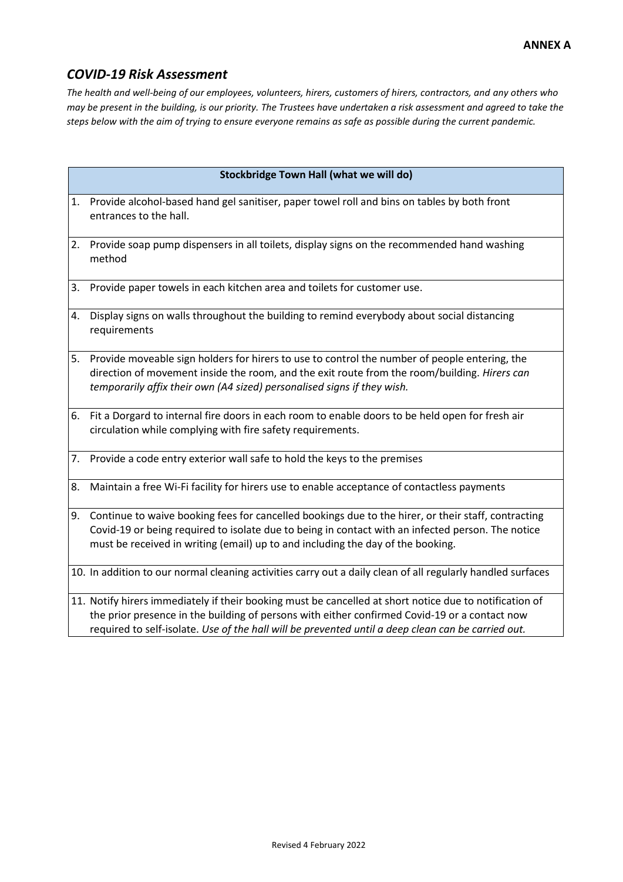**ANNEX A**

## *COVID-19 Risk Assessment*

*The health and well-being of our employees, volunteers, hirers, customers of hirers, contractors, and any others who may be present in the building, is our priority. The Trustees have undertaken a risk assessment and agreed to take the steps below with the aim of trying to ensure everyone remains as safe as possible during the current pandemic.*

| **Stockbridge Town Hall (what we will do)** |
|---|
| 1. Provide alcohol-based hand gel sanitiser, paper towel roll and bins on tables by both front entrances to the hall. |
| 2. Provide soap pump dispensers in all toilets, display signs on the recommended hand washing method |
| 3. Provide paper towels in each kitchen area and toilets for customer use. |
| 4. Display signs on walls throughout the building to remind everybody about social distancing requirements |
| 5. Provide moveable sign holders for hirers to use to control the number of people entering, the direction of movement inside the room, and the exit route from the room/building. *Hirers can temporarily affix their own (A4 sized) personalised signs if they wish.* |
| 6. Fit a Dorgard to internal fire doors in each room to enable doors to be held open for fresh air circulation while complying with fire safety requirements. |
| 7. Provide a code entry exterior wall safe to hold the keys to the premises |
| 8. Maintain a free Wi-Fi facility for hirers use to enable acceptance of contactless payments |
| 9. Continue to waive booking fees for cancelled bookings due to the hirer, or their staff, contracting Covid-19 or being required to isolate due to being in contact with an infected person. The notice must be received in writing (email) up to and including the day of the booking. |
| 10. In addition to our normal cleaning activities carry out a daily clean of all regularly handled surfaces |
| 11. Notify hirers immediately if their booking must be cancelled at short notice due to notification of the prior presence in the building of persons with either confirmed Covid-19 or a contact now required to self-isolate. *Use of the hall will be prevented until a deep clean can be carried out.* |

Revised 4 February 2022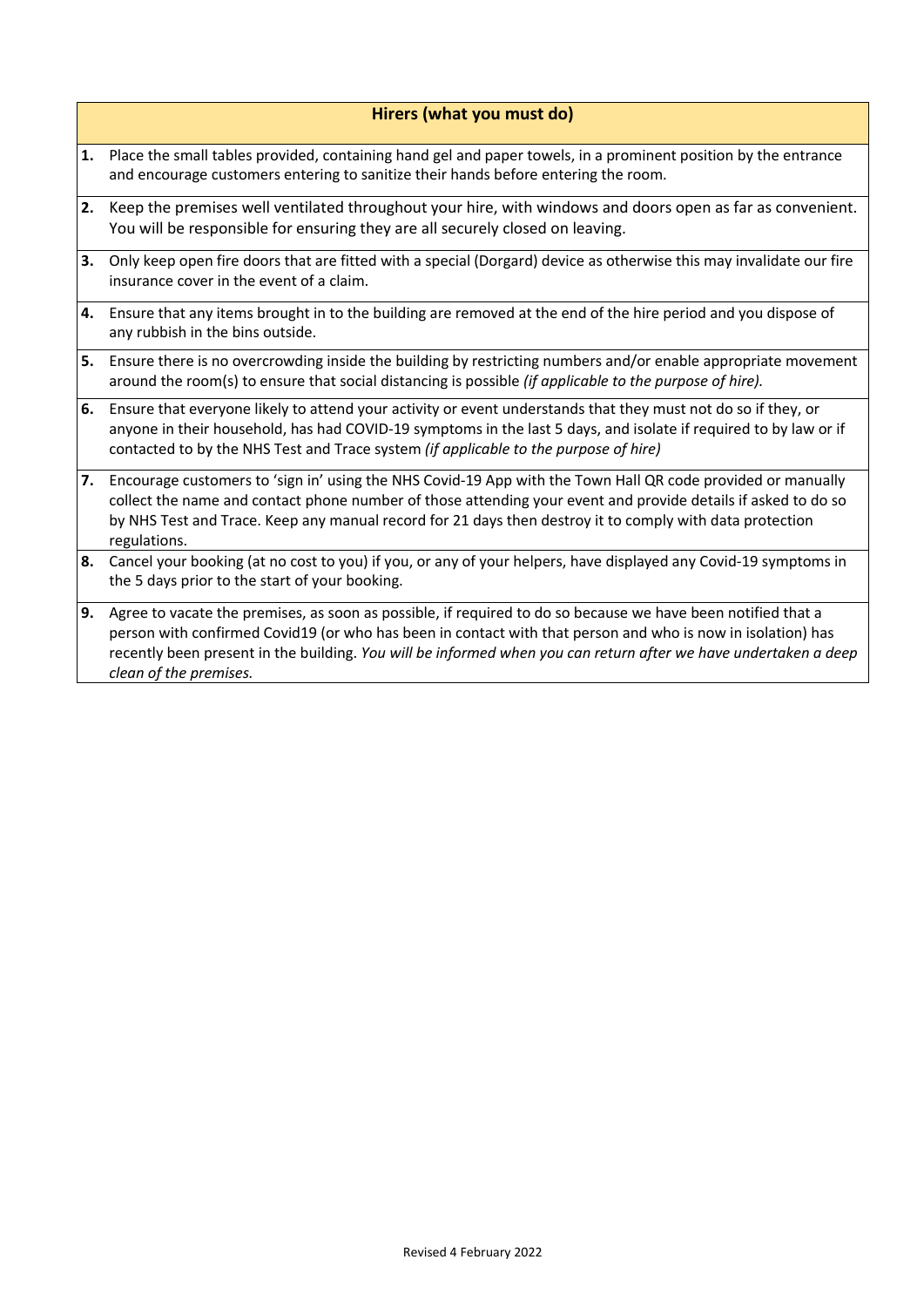| Hirers (what you must do) | |
|---|---|
| **1.** | Place the small tables provided, containing hand gel and paper towels, in a prominent position by the entrance and encourage customers entering to sanitize their hands before entering the room. |
| **2.** | Keep the premises well ventilated throughout your hire, with windows and doors open as far as convenient. You will be responsible for ensuring they are all securely closed on leaving. |
| **3.** | Only keep open fire doors that are fitted with a special (Dorgard) device as otherwise this may invalidate our fire insurance cover in the event of a claim. |
| **4.** | Ensure that any items brought in to the building are removed at the end of the hire period and you dispose of any rubbish in the bins outside. |
| **5.** | Ensure there is no overcrowding inside the building by restricting numbers and/or enable appropriate movement around the room(s) to ensure that social distancing is possible *(if applicable to the purpose of hire).* |
| **6.** | Ensure that everyone likely to attend your activity or event understands that they must not do so if they, or anyone in their household, has had COVID-19 symptoms in the last 5 days, and isolate if required to by law or if contacted to by the NHS Test and Trace system *(if applicable to the purpose of hire)* |
| **7.** | Encourage customers to 'sign in' using the NHS Covid-19 App with the Town Hall QR code provided or manually collect the name and contact phone number of those attending your event and provide details if asked to do so by NHS Test and Trace. Keep any manual record for 21 days then destroy it to comply with data protection regulations. |
| **8.** | Cancel your booking (at no cost to you) if you, or any of your helpers, have displayed any Covid-19 symptoms in the 5 days prior to the start of your booking. |
| **9.** | Agree to vacate the premises, as soon as possible, if required to do so because we have been notified that a person with confirmed Covid19 (or who has been in contact with that person and who is now in isolation) has recently been present in the building. *You will be informed when you can return after we have undertaken a deep clean of the premises.* |

Revised 4 February 2022